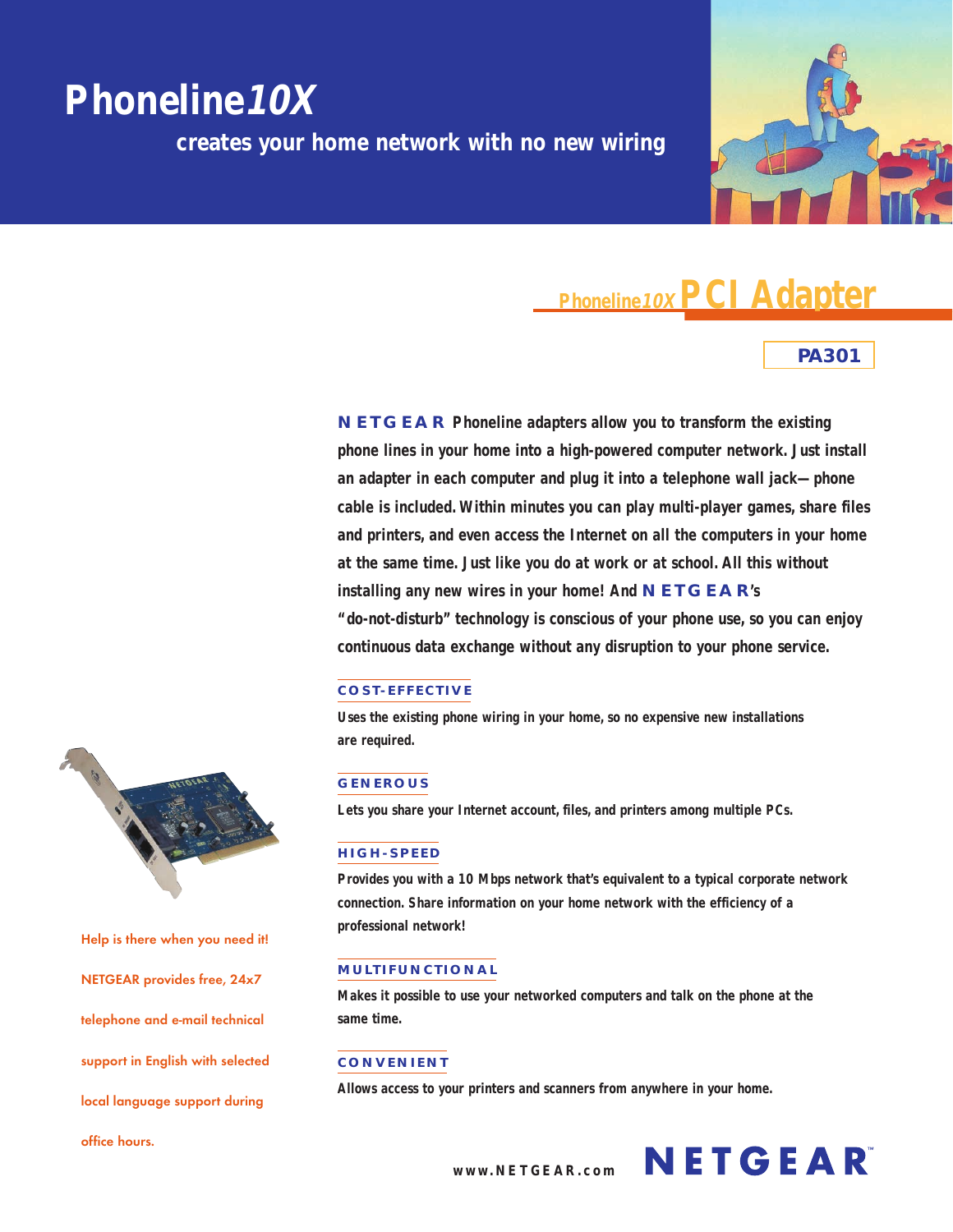# Phoneline*10X*

## creates your home network with no new wiring

## Phoneline*10X* PCI Adapter

**PA301**

**NETGEAR Phoneline adapters allow you to transform the existing phone lines in your home into a high-powered computer network. Just install an adapter in each computer and plug it into a telephone wall jack—phone cable is included. Within minutes you can play multi-player games, share files and printers, and even access the Internet on all the computers in your home at the same time. Just like you do at work or at school. All this without installing any new wires in your home! And NETGEAR's "do-not-disturb" technology is conscious of your phone use, so you can enjoy continuous data exchange without any disruption to your phone service.**

### COST-EFFECTIVE

Uses the existing phone wiring in your home, so no expensive new installations are required.

### GENEROUS

Lets you share your Internet account, files, and printers among multiple PCs.

### HIGH-SPEED

Provides you with a 10 Mbps network that's equivalent to a typical corporate network connection. Share information on your home network with the efficiency of a professional network!

### MULTIFUNCTIONAL

Makes it possible to use your networked computers and talk on the phone at the same time.

### CONVENIENT

Allows access to your printers and scanners from anywhere in your home.

Help is there when you need it! NETGEAR provides free, 24x7 telephone and e-mail technical support in English with selected local language support during office hours.

www.NETGEAR.com NETGEAR™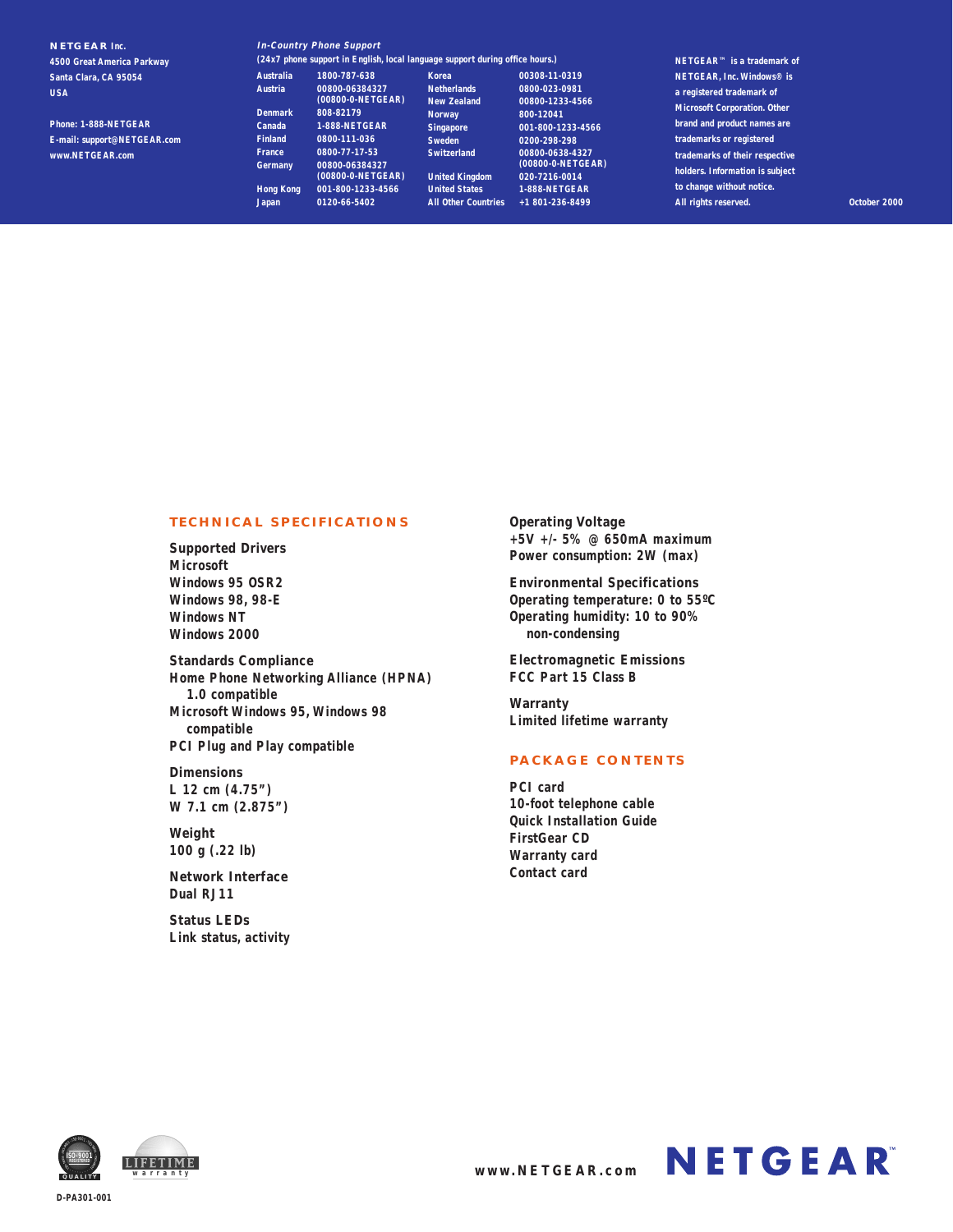**NETGEAR Inc.**
4500 Great America Parkway
Santa Clara, CA 95054
USA

Phone: 1-888-NETGEAR
E-mail: support@NETGEAR.com
www.NETGEAR.com

*In-Country Phone Support*
(24x7 phone support in English, local language support during office hours.)

| | | | |
|---|---|---|---|
| Australia | 1800-787-638 | Korea | 00308-11-0319 |
| Austria | 00800-06384327 (00800-0-NETGEAR) | Netherlands | 0800-023-0981 |
| | | New Zealand | 00800-1233-4566 |
| Denmark | 808-82179 | Norway | 800-12041 |
| Canada | 1-888-NETGEAR | Singapore | 001-800-1233-4566 |
| Finland | 0800-111-036 | Sweden | 0200-298-298 |
| France | 0800-77-17-53 | Switzerland | 00800-0638-4327 (00800-0-NETGEAR) |
| Germany | 00800-06384327 (00800-0-NETGEAR) | United Kingdom | 020-7216-0014 |
| Hong Kong | 001-800-1233-4566 | United States | 1-888-NETGEAR |
| Japan | 0120-66-5402 | All Other Countries | +1 801-236-8499 |

NETGEAR™ is a trademark of NETGEAR, Inc. Windows® is a registered trademark of Microsoft Corporation. Other brand and product names are trademarks or registered trademarks of their respective holders. Information is subject to change without notice. All rights reserved.

October 2000

## TECHNICAL SPECIFICATIONS

**Supported Drivers**
Microsoft
Windows 95 OSR2
Windows 98, 98-E
Windows NT
Windows 2000

**Standards Compliance**
Home Phone Networking Alliance (HPNA) 1.0 compatible
Microsoft Windows 95, Windows 98 compatible
PCI Plug and Play compatible

**Dimensions**
L 12 cm (4.75")
W 7.1 cm (2.875")

**Weight**
100 g (.22 lb)

**Network Interface**
Dual RJ11

**Status LEDs**
Link status, activity

**Operating Voltage**
+5V +/- 5% @ 650mA maximum
Power consumption: 2W (max)

**Environmental Specifications**
Operating temperature: 0 to 55ºC
Operating humidity: 10 to 90% non-condensing

**Electromagnetic Emissions**
FCC Part 15 Class B

**Warranty**
Limited lifetime warranty

## PACKAGE CONTENTS

PCI card
10-foot telephone cable
Quick Installation Guide
FirstGear CD
Warranty card
Contact card

ISO-9001 QUALITY

LIFETIME warranty

D-PA301-001

www.NETGEAR.com

NETGEAR™